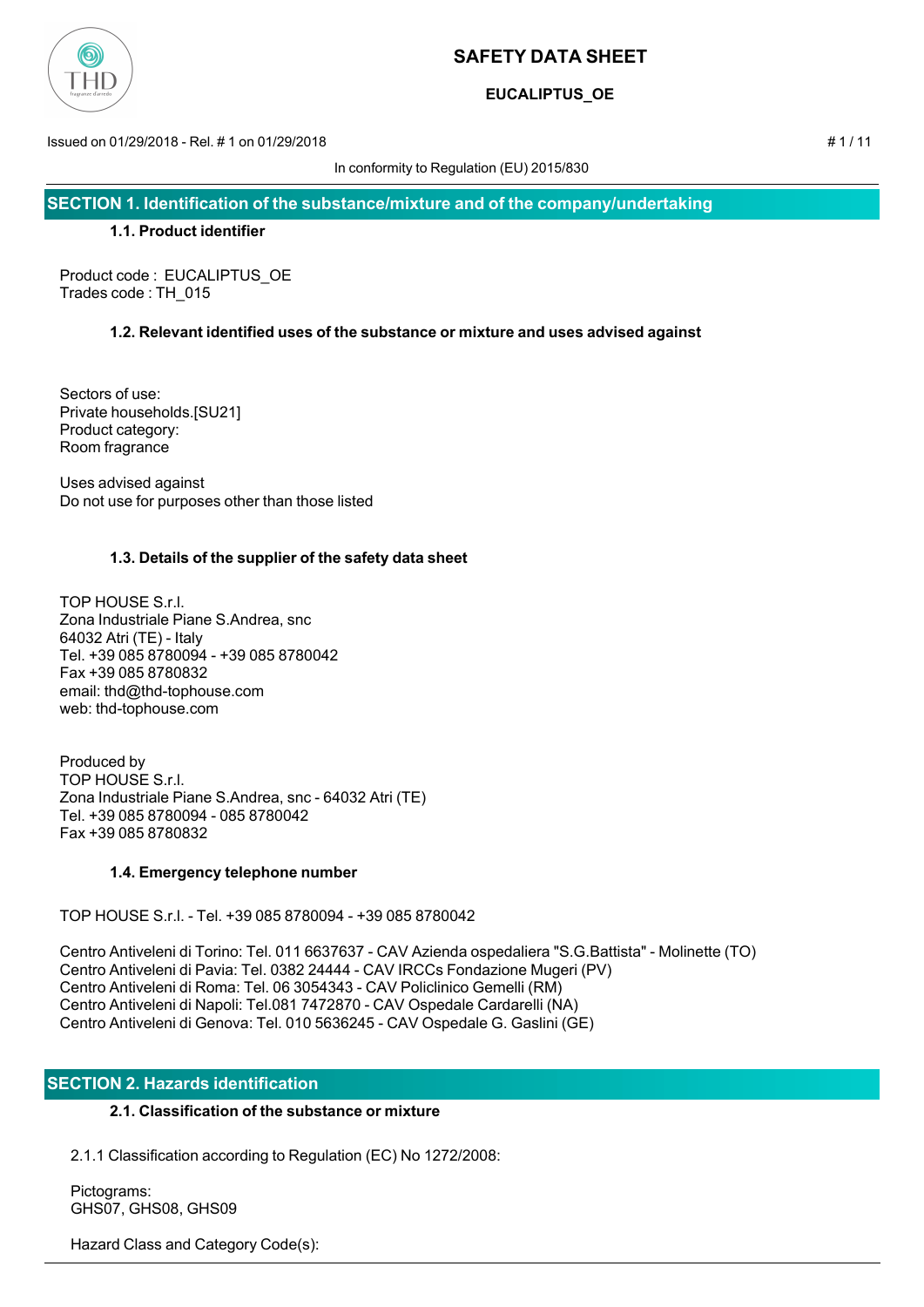# SAFETY DATA SHEET

## EUCALIPTUS_OE

Issued on 01/29/2018 - Rel. # 1 on 01/29/2018

In conformity to Regulation (EU) 2015/830

## SECTION 1. Identification of the substance/mixture and of the company/undertaking

### 1.1. Product identifier

Product code : EUCALIPTUS_OE
Trades code : TH_015

### 1.2. Relevant identified uses of the substance or mixture and uses advised against

Sectors of use:
Private households.[SU21]
Product category:
Room fragrance

Uses advised against
Do not use for purposes other than those listed

### 1.3. Details of the supplier of the safety data sheet

TOP HOUSE S.r.l.
Zona Industriale Piane S.Andrea, snc
64032 Atri (TE) - Italy
Tel. +39 085 8780094 - +39 085 8780042
Fax +39 085 8780832
email: thd@thd-tophouse.com
web: thd-tophouse.com

Produced by
TOP HOUSE S.r.l.
Zona Industriale Piane S.Andrea, snc - 64032 Atri (TE)
Tel. +39 085 8780094 - 085 8780042
Fax +39 085 8780832

### 1.4. Emergency telephone number

TOP HOUSE S.r.l. - Tel. +39 085 8780094 - +39 085 8780042

Centro Antiveleni di Torino: Tel. 011 6637637 - CAV Azienda ospedaliera "S.G.Battista" - Molinette (TO)
Centro Antiveleni di Pavia: Tel. 0382 24444 - CAV IRCCs Fondazione Mugeri (PV)
Centro Antiveleni di Roma: Tel. 06 3054343 - CAV Policlinico Gemelli (RM)
Centro Antiveleni di Napoli: Tel.081 7472870 - CAV Ospedale Cardarelli (NA)
Centro Antiveleni di Genova: Tel. 010 5636245 - CAV Ospedale G. Gaslini (GE)

## SECTION 2. Hazards identification

### 2.1. Classification of the substance or mixture

2.1.1 Classification according to Regulation (EC) No 1272/2008:

Pictograms:
GHS07, GHS08, GHS09

Hazard Class and Category Code(s):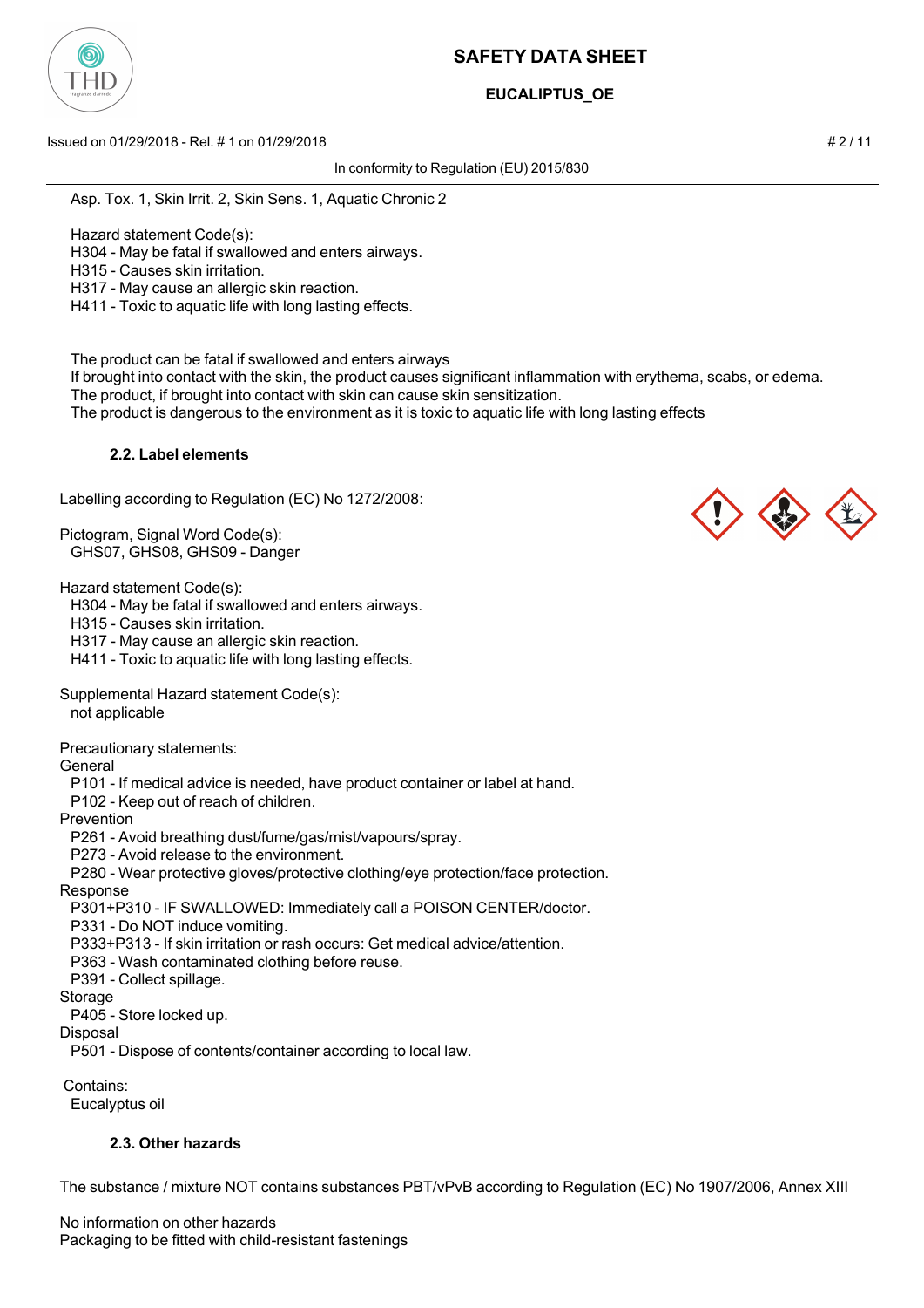Asp. Tox. 1, Skin Irrit. 2, Skin Sens. 1, Aquatic Chronic 2

Hazard statement Code(s):
H304 - May be fatal if swallowed and enters airways.
H315 - Causes skin irritation.
H317 - May cause an allergic skin reaction.
H411 - Toxic to aquatic life with long lasting effects.

The product can be fatal if swallowed and enters airways
If brought into contact with the skin, the product causes significant inflammation with erythema, scabs, or edema.
The product, if brought into contact with skin can cause skin sensitization.
The product is dangerous to the environment as it is toxic to aquatic life with long lasting effects

### 2.2. Label elements

Labelling according to Regulation (EC) No 1272/2008:

Pictogram, Signal Word Code(s):
GHS07, GHS08, GHS09 - Danger

Hazard statement Code(s):
H304 - May be fatal if swallowed and enters airways.
H315 - Causes skin irritation.
H317 - May cause an allergic skin reaction.
H411 - Toxic to aquatic life with long lasting effects.

Supplemental Hazard statement Code(s):
not applicable

Precautionary statements:
General
P101 - If medical advice is needed, have product container or label at hand.
P102 - Keep out of reach of children.
Prevention
P261 - Avoid breathing dust/fume/gas/mist/vapours/spray.
P273 - Avoid release to the environment.
P280 - Wear protective gloves/protective clothing/eye protection/face protection.
Response
P301+P310 - IF SWALLOWED: Immediately call a POISON CENTER/doctor.
P331 - Do NOT induce vomiting.
P333+P313 - If skin irritation or rash occurs: Get medical advice/attention.
P363 - Wash contaminated clothing before reuse.
P391 - Collect spillage.
Storage
P405 - Store locked up.
Disposal
P501 - Dispose of contents/container according to local law.

Contains:
Eucalyptus oil

### 2.3. Other hazards

The substance / mixture NOT contains substances PBT/vPvB according to Regulation (EC) No 1907/2006, Annex XIII

No information on other hazards
Packaging to be fitted with child-resistant fastenings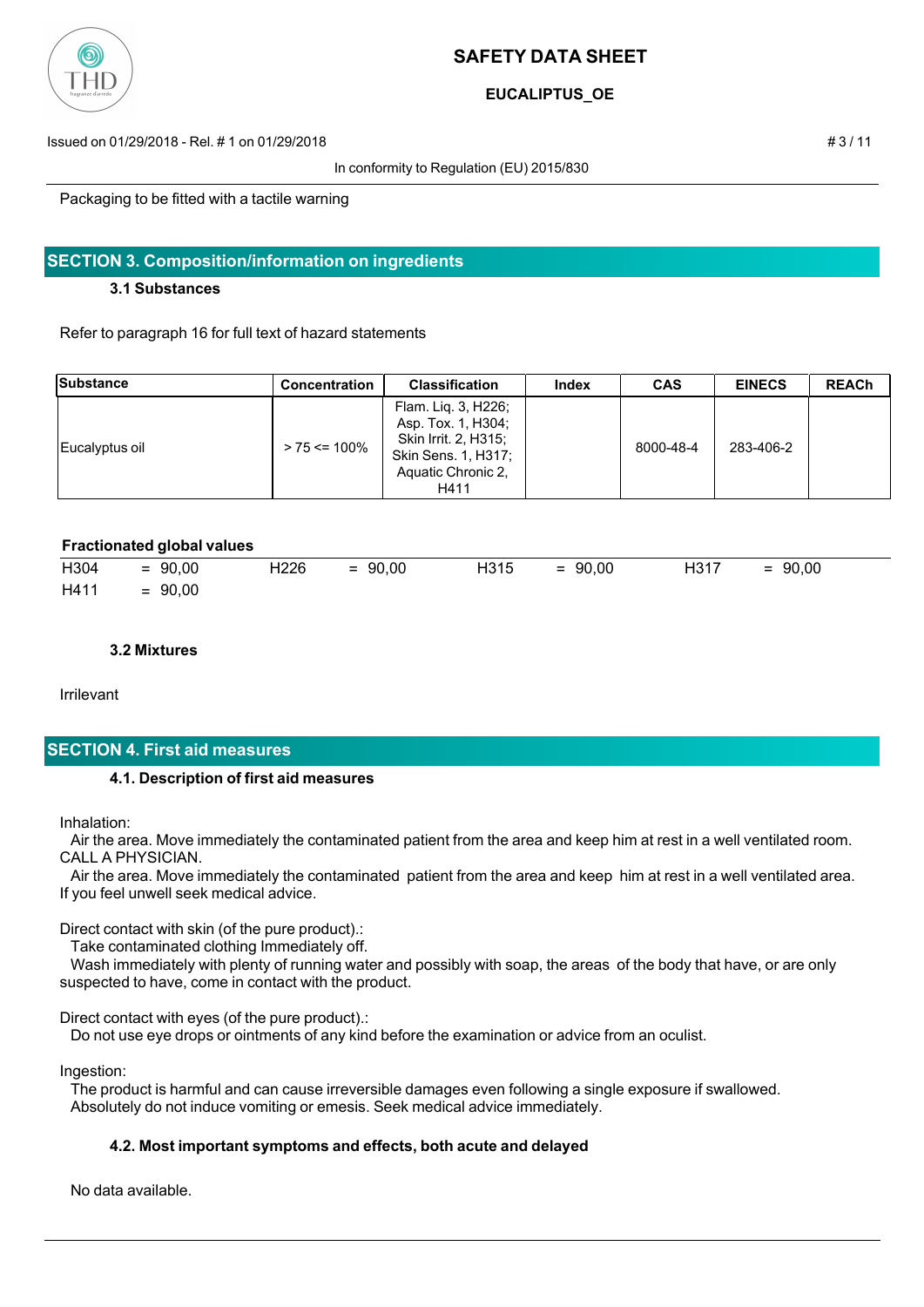Packaging to be fitted with a tactile warning

## SECTION 3. Composition/information on ingredients

### 3.1 Substances

Refer to paragraph 16 for full text of hazard statements

| Substance | Concentration | Classification | Index | CAS | EINECS | REACh |
|---|---|---|---|---|---|---|
| Eucalyptus oil | > 75 <= 100% | Flam. Liq. 3, H226; Asp. Tox. 1, H304; Skin Irrit. 2, H315; Skin Sens. 1, H317; Aquatic Chronic 2, H411 | | 8000-48-4 | 283-406-2 | |

**Fractionated global values**

| | | | | | | | |
|---|---|---|---|---|---|---|---|
| H304 | = 90,00 | H226 | = 90,00 | H315 | = 90,00 | H317 | = 90,00 |
| H411 | = 90,00 | | | | | | |

### 3.2 Mixtures

Irrilevant

## SECTION 4. First aid measures

### 4.1. Description of first aid measures

Inhalation:
Air the area. Move immediately the contaminated patient from the area and keep him at rest in a well ventilated room. CALL A PHYSICIAN.
Air the area. Move immediately the contaminated patient from the area and keep him at rest in a well ventilated area. If you feel unwell seek medical advice.

Direct contact with skin (of the pure product).:
Take contaminated clothing Immediately off.
Wash immediately with plenty of running water and possibly with soap, the areas of the body that have, or are only suspected to have, come in contact with the product.

Direct contact with eyes (of the pure product).:
Do not use eye drops or ointments of any kind before the examination or advice from an oculist.

Ingestion:
The product is harmful and can cause irreversible damages even following a single exposure if swallowed.
Absolutely do not induce vomiting or emesis. Seek medical advice immediately.

### 4.2. Most important symptoms and effects, both acute and delayed

No data available.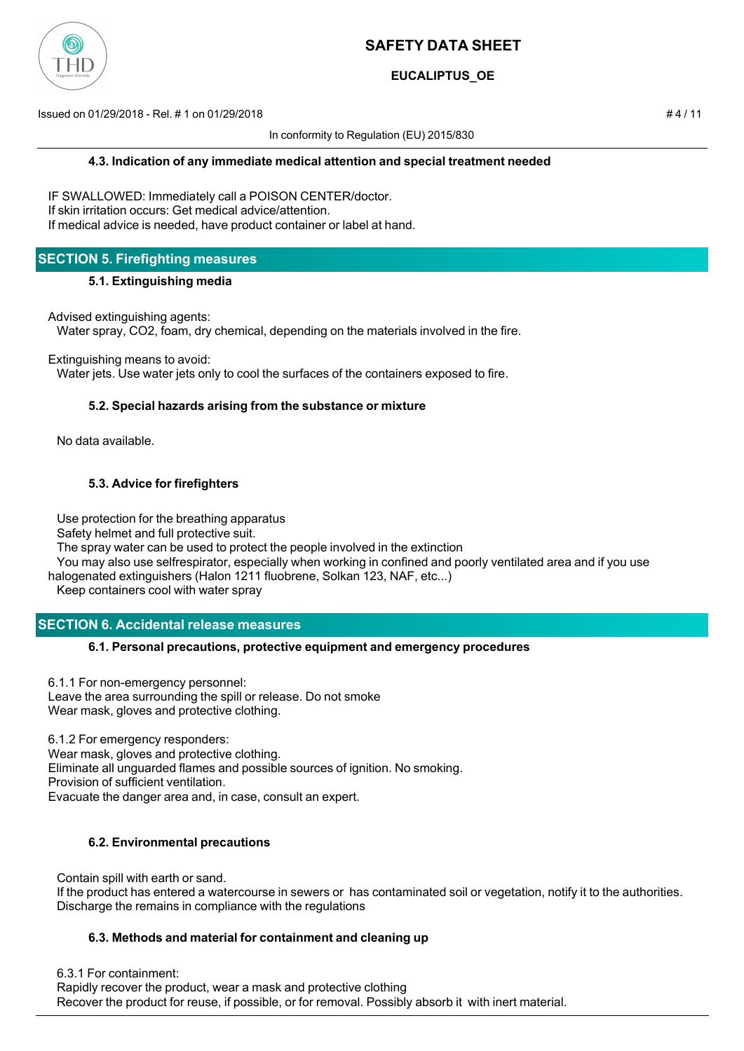### 4.3. Indication of any immediate medical attention and special treatment needed

IF SWALLOWED: Immediately call a POISON CENTER/doctor.
If skin irritation occurs: Get medical advice/attention.
If medical advice is needed, have product container or label at hand.

## SECTION 5. Firefighting measures

### 5.1. Extinguishing media

Advised extinguishing agents:
Water spray, CO2, foam, dry chemical, depending on the materials involved in the fire.

Extinguishing means to avoid:
Water jets. Use water jets only to cool the surfaces of the containers exposed to fire.

### 5.2. Special hazards arising from the substance or mixture

No data available.

### 5.3. Advice for firefighters

Use protection for the breathing apparatus
Safety helmet and full protective suit.
The spray water can be used to protect the people involved in the extinction
You may also use selfrespirator, especially when working in confined and poorly ventilated area and if you use halogenated extinguishers (Halon 1211 fluobrene, Solkan 123, NAF, etc...)
Keep containers cool with water spray

## SECTION 6. Accidental release measures

### 6.1. Personal precautions, protective equipment and emergency procedures

6.1.1 For non-emergency personnel:
Leave the area surrounding the spill or release. Do not smoke
Wear mask, gloves and protective clothing.

6.1.2 For emergency responders:
Wear mask, gloves and protective clothing.
Eliminate all unguarded flames and possible sources of ignition. No smoking.
Provision of sufficient ventilation.
Evacuate the danger area and, in case, consult an expert.

### 6.2. Environmental precautions

Contain spill with earth or sand.
If the product has entered a watercourse in sewers or has contaminated soil or vegetation, notify it to the authorities.
Discharge the remains in compliance with the regulations

### 6.3. Methods and material for containment and cleaning up

6.3.1 For containment:
Rapidly recover the product, wear a mask and protective clothing
Recover the product for reuse, if possible, or for removal. Possibly absorb it with inert material.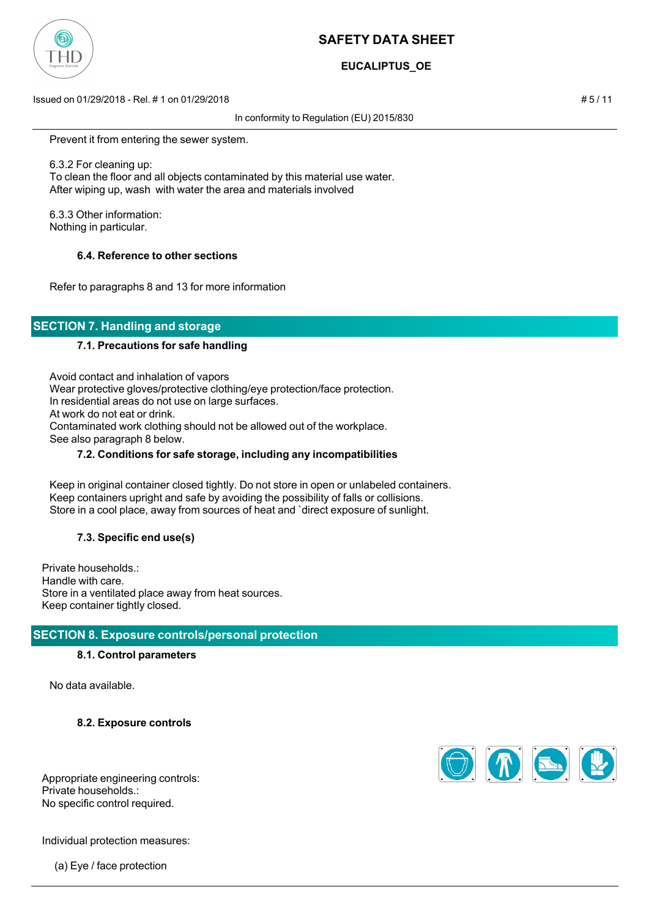Prevent it from entering the sewer system.

6.3.2 For cleaning up:
To clean the floor and all objects contaminated by this material use water.
After wiping up, wash  with water the area and materials involved

6.3.3 Other information:
Nothing in particular.

### 6.4. Reference to other sections

Refer to paragraphs 8 and 13 for more information

## SECTION 7. Handling and storage

### 7.1. Precautions for safe handling

Avoid contact and inhalation of vapors
Wear protective gloves/protective clothing/eye protection/face protection.
In residential areas do not use on large surfaces.
At work do not eat or drink.
Contaminated work clothing should not be allowed out of the workplace.
See also paragraph 8 below.

### 7.2. Conditions for safe storage, including any incompatibilities

Keep in original container closed tightly. Do not store in open or unlabeled containers.
Keep containers upright and safe by avoiding the possibility of falls or collisions.
Store in a cool place, away from sources of heat and `direct exposure of sunlight.

### 7.3. Specific end use(s)

Private households.:
Handle with care.
Store in a ventilated place away from heat sources.
Keep container tightly closed.

## SECTION 8. Exposure controls/personal protection

### 8.1. Control parameters

No data available.

### 8.2. Exposure controls

Appropriate engineering controls:
Private households.:
No specific control required.

Individual protection measures:

(a) Eye / face protection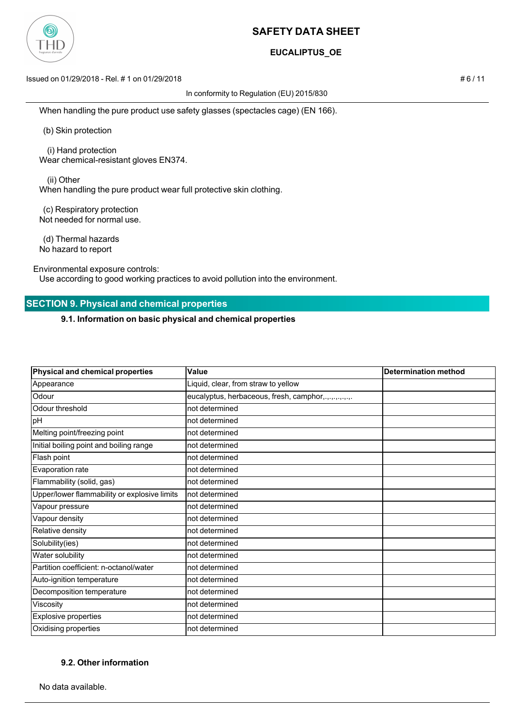When handling the pure product use safety glasses (spectacles cage) (EN 166).

(b) Skin protection

(i) Hand protection
Wear chemical-resistant gloves EN374.

(ii) Other
When handling the pure product wear full protective skin clothing.

(c) Respiratory protection
Not needed for normal use.

(d) Thermal hazards
No hazard to report

Environmental exposure controls:
Use according to good working practices to avoid pollution into the environment.

## SECTION 9. Physical and chemical properties

### 9.1. Information on basic physical and chemical properties

| Physical and chemical properties | Value | Determination method |
|---|---|---|
| Appearance | Liquid, clear, from straw to yellow | |
| Odour | eucalyptus, herbaceous, fresh, camphor,.,.,.,.,.,.,. | |
| Odour threshold | not determined | |
| pH | not determined | |
| Melting point/freezing point | not determined | |
| Initial boiling point and boiling range | not determined | |
| Flash point | not determined | |
| Evaporation rate | not determined | |
| Flammability (solid, gas) | not determined | |
| Upper/lower flammability or explosive limits | not determined | |
| Vapour pressure | not determined | |
| Vapour density | not determined | |
| Relative density | not determined | |
| Solubility(ies) | not determined | |
| Water solubility | not determined | |
| Partition coefficient: n-octanol/water | not determined | |
| Auto-ignition temperature | not determined | |
| Decomposition temperature | not determined | |
| Viscosity | not determined | |
| Explosive properties | not determined | |
| Oxidising properties | not determined | |

### 9.2. Other information

No data available.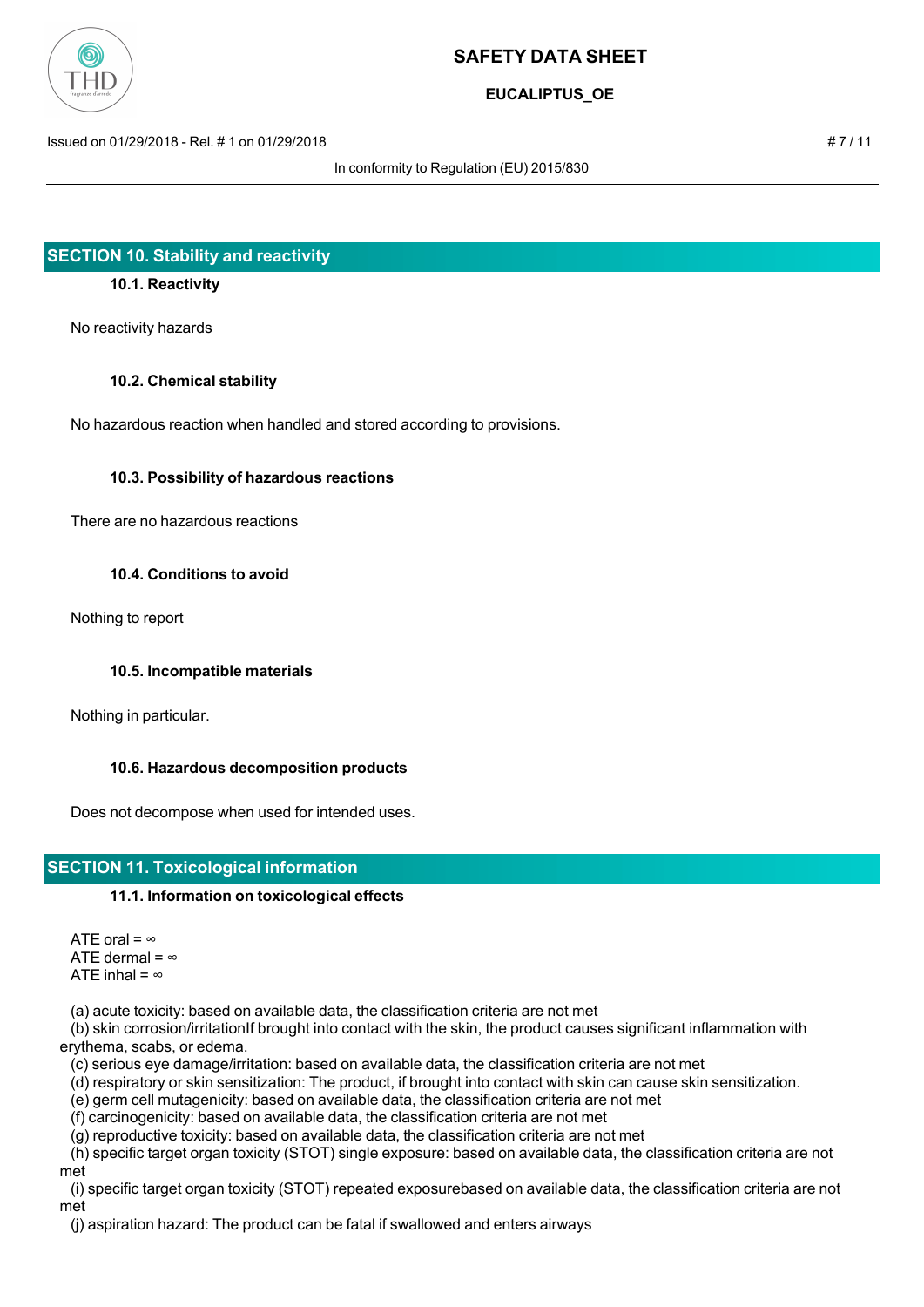## SECTION 10. Stability and reactivity

### 10.1. Reactivity

No reactivity hazards

### 10.2. Chemical stability

No hazardous reaction when handled and stored according to provisions.

### 10.3. Possibility of hazardous reactions

There are no hazardous reactions

### 10.4. Conditions to avoid

Nothing to report

### 10.5. Incompatible materials

Nothing in particular.

### 10.6. Hazardous decomposition products

Does not decompose when used for intended uses.

## SECTION 11. Toxicological information

### 11.1. Information on toxicological effects

ATE oral = ∞
ATE dermal = ∞
ATE inhal = ∞

(a) acute toxicity: based on available data, the classification criteria are not met
(b) skin corrosion/irritationIf brought into contact with the skin, the product causes significant inflammation with erythema, scabs, or edema.
(c) serious eye damage/irritation: based on available data, the classification criteria are not met
(d) respiratory or skin sensitization: The product, if brought into contact with skin can cause skin sensitization.
(e) germ cell mutagenicity: based on available data, the classification criteria are not met
(f) carcinogenicity: based on available data, the classification criteria are not met
(g) reproductive toxicity: based on available data, the classification criteria are not met
(h) specific target organ toxicity (STOT) single exposure: based on available data, the classification criteria are not met
(i) specific target organ toxicity (STOT) repeated exposurebased on available data, the classification criteria are not met
(j) aspiration hazard: The product can be fatal if swallowed and enters airways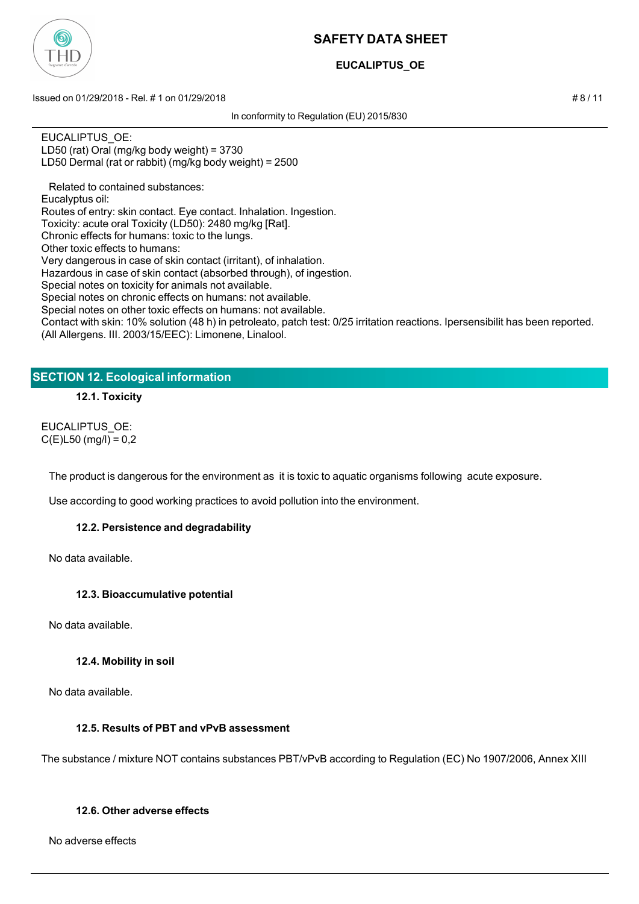EUCALIPTUS_OE:
LD50 (rat) Oral (mg/kg body weight) = 3730
LD50 Dermal (rat or rabbit) (mg/kg body weight) = 2500

Related to contained substances:
Eucalyptus oil:
Routes of entry: skin contact. Eye contact. Inhalation. Ingestion.
Toxicity: acute oral Toxicity (LD50): 2480 mg/kg [Rat].
Chronic effects for humans: toxic to the lungs.
Other toxic effects to humans:
Very dangerous in case of skin contact (irritant), of inhalation.
Hazardous in case of skin contact (absorbed through), of ingestion.
Special notes on toxicity for animals not available.
Special notes on chronic effects on humans: not available.
Special notes on other toxic effects on humans: not available.
Contact with skin: 10% solution (48 h) in petroleato, patch test: 0/25 irritation reactions. Ipersensibilit has been reported.
(All Allergens. III. 2003/15/EEC): Limonene, Linalool.

## SECTION 12. Ecological information

### 12.1. Toxicity

EUCALIPTUS_OE:
C(E)L50 (mg/l) = 0,2

The product is dangerous for the environment as it is toxic to aquatic organisms following acute exposure.

Use according to good working practices to avoid pollution into the environment.

### 12.2. Persistence and degradability

No data available.

### 12.3. Bioaccumulative potential

No data available.

### 12.4. Mobility in soil

No data available.

### 12.5. Results of PBT and vPvB assessment

The substance / mixture NOT contains substances PBT/vPvB according to Regulation (EC) No 1907/2006, Annex XIII

### 12.6. Other adverse effects

No adverse effects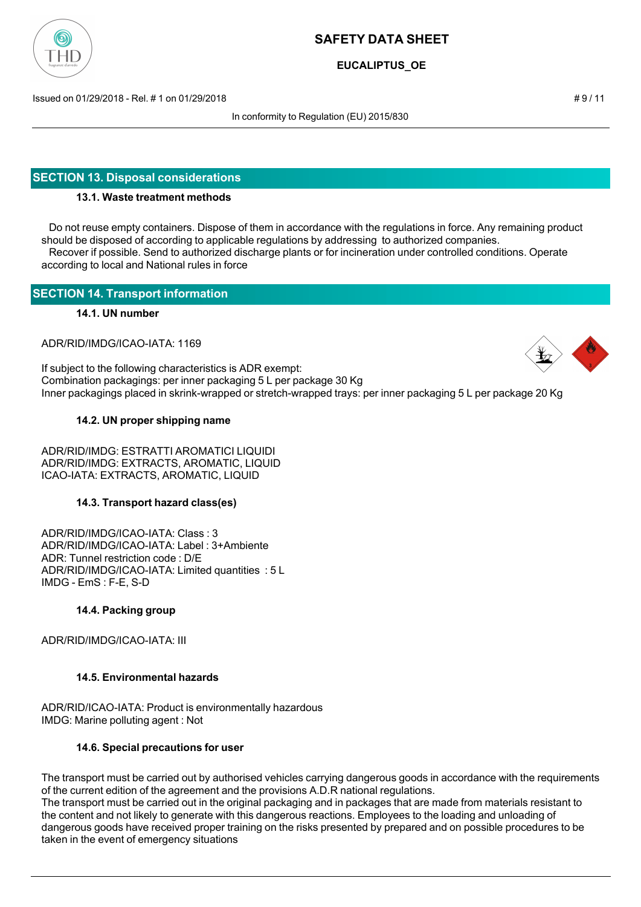## SECTION 13. Disposal considerations

### 13.1. Waste treatment methods

Do not reuse empty containers. Dispose of them in accordance with the regulations in force. Any remaining product should be disposed of according to applicable regulations by addressing to authorized companies.
Recover if possible. Send to authorized discharge plants or for incineration under controlled conditions. Operate according to local and National rules in force

## SECTION 14. Transport information

### 14.1. UN number

ADR/RID/IMDG/ICAO-IATA: 1169

If subject to the following characteristics is ADR exempt:
Combination packagings: per inner packaging 5 L per package 30 Kg
Inner packagings placed in skrink-wrapped or stretch-wrapped trays: per inner packaging 5 L per package 20 Kg

### 14.2. UN proper shipping name

ADR/RID/IMDG: ESTRATTI AROMATICI LIQUIDI
ADR/RID/IMDG: EXTRACTS, AROMATIC, LIQUID
ICAO-IATA: EXTRACTS, AROMATIC, LIQUID

### 14.3. Transport hazard class(es)

ADR/RID/IMDG/ICAO-IATA: Class : 3
ADR/RID/IMDG/ICAO-IATA: Label : 3+Ambiente
ADR: Tunnel restriction code : D/E
ADR/RID/IMDG/ICAO-IATA: Limited quantities : 5 L
IMDG - EmS : F-E, S-D

### 14.4. Packing group

ADR/RID/IMDG/ICAO-IATA: III

### 14.5. Environmental hazards

ADR/RID/ICAO-IATA: Product is environmentally hazardous
IMDG: Marine polluting agent : Not

### 14.6. Special precautions for user

The transport must be carried out by authorised vehicles carrying dangerous goods in accordance with the requirements of the current edition of the agreement and the provisions A.D.R national regulations.
The transport must be carried out in the original packaging and in packages that are made from materials resistant to the content and not likely to generate with this dangerous reactions. Employees to the loading and unloading of dangerous goods have received proper training on the risks presented by prepared and on possible procedures to be taken in the event of emergency situations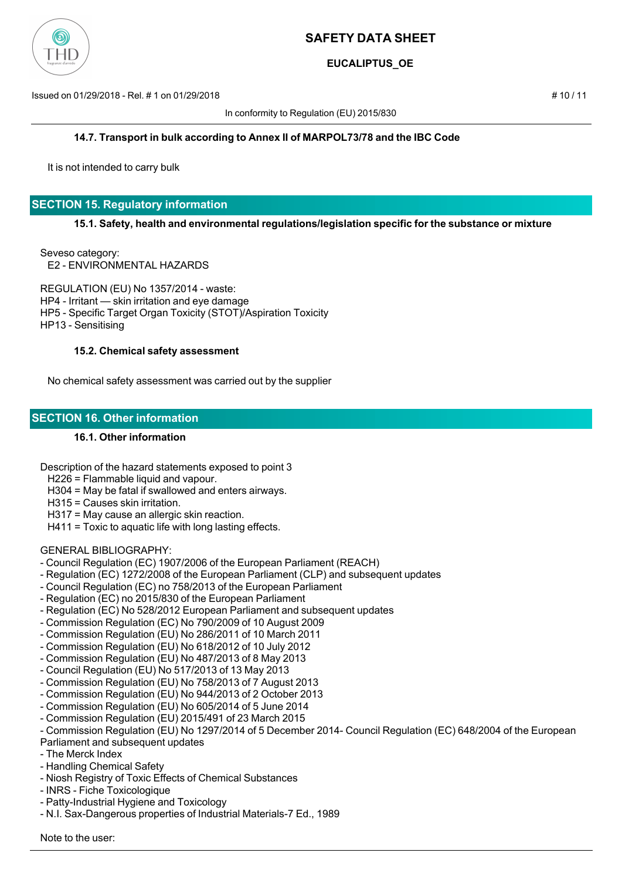### 14.7. Transport in bulk according to Annex II of MARPOL73/78 and the IBC Code

It is not intended to carry bulk

## SECTION 15. Regulatory information

### 15.1. Safety, health and environmental regulations/legislation specific for the substance or mixture

Seveso category:
E2 - ENVIRONMENTAL HAZARDS

REGULATION (EU) No 1357/2014 - waste:
HP4 - Irritant — skin irritation and eye damage
HP5 - Specific Target Organ Toxicity (STOT)/Aspiration Toxicity
HP13 - Sensitising

### 15.2. Chemical safety assessment

No chemical safety assessment was carried out by the supplier

## SECTION 16. Other information

### 16.1. Other information

Description of the hazard statements exposed to point 3
H226 = Flammable liquid and vapour.
H304 = May be fatal if swallowed and enters airways.
H315 = Causes skin irritation.
H317 = May cause an allergic skin reaction.
H411 = Toxic to aquatic life with long lasting effects.

GENERAL BIBLIOGRAPHY:
- Council Regulation (EC) 1907/2006 of the European Parliament (REACH)
- Regulation (EC) 1272/2008 of the European Parliament (CLP) and subsequent updates
- Council Regulation (EC) no 758/2013 of the European Parliament
- Regulation (EC) no 2015/830 of the European Parliament
- Regulation (EC) No 528/2012 European Parliament and subsequent updates
- Commission Regulation (EC) No 790/2009 of 10 August 2009
- Commission Regulation (EU) No 286/2011 of 10 March 2011
- Commission Regulation (EU) No 618/2012 of 10 July 2012
- Commission Regulation (EU) No 487/2013 of 8 May 2013
- Council Regulation (EU) No 517/2013 of 13 May 2013
- Commission Regulation (EU) No 758/2013 of 7 August 2013
- Commission Regulation (EU) No 944/2013 of 2 October 2013
- Commission Regulation (EU) No 605/2014 of 5 June 2014
- Commission Regulation (EU) 2015/491 of 23 March 2015
- Commission Regulation (EU) No 1297/2014 of 5 December 2014- Council Regulation (EC) 648/2004 of the European Parliament and subsequent updates
- The Merck Index
- Handling Chemical Safety
- Niosh Registry of Toxic Effects of Chemical Substances
- INRS - Fiche Toxicologique
- Patty-Industrial Hygiene and Toxicology
- N.I. Sax-Dangerous properties of Industrial Materials-7 Ed., 1989

Note to the user: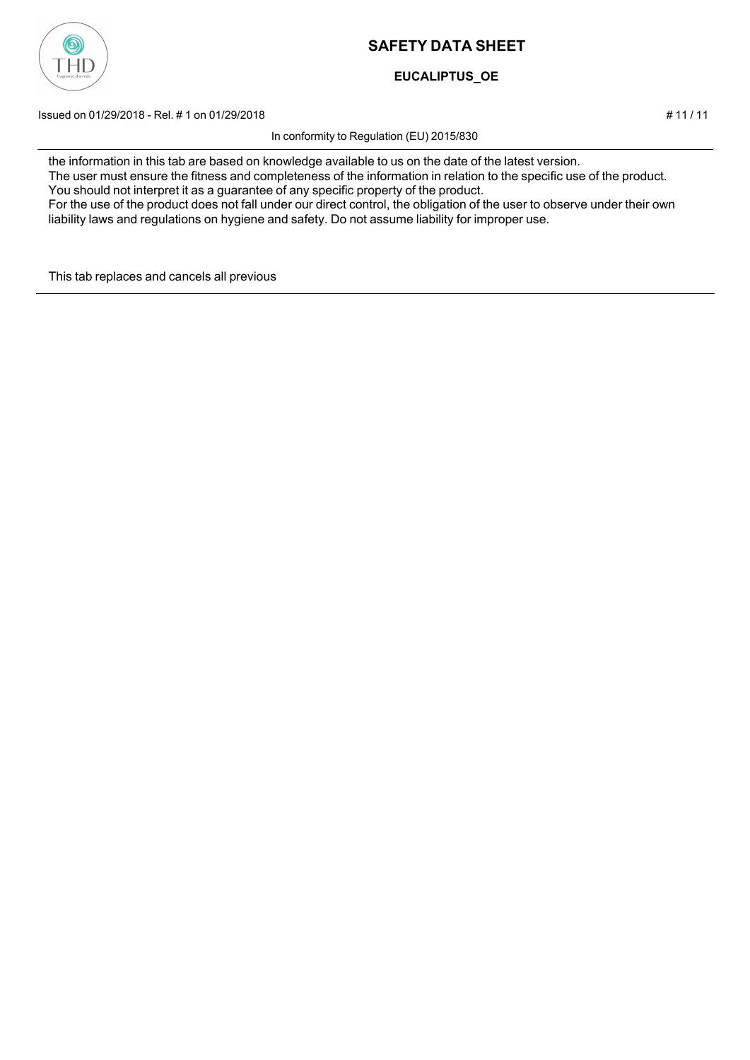the information in this tab are based on knowledge available to us on the date of the latest version.
The user must ensure the fitness and completeness of the information in relation to the specific use of the product.
You should not interpret it as a guarantee of any specific property of the product.
For the use of the product does not fall under our direct control, the obligation of the user to observe under their own liability laws and regulations on hygiene and safety. Do not assume liability for improper use.

This tab replaces and cancels all previous